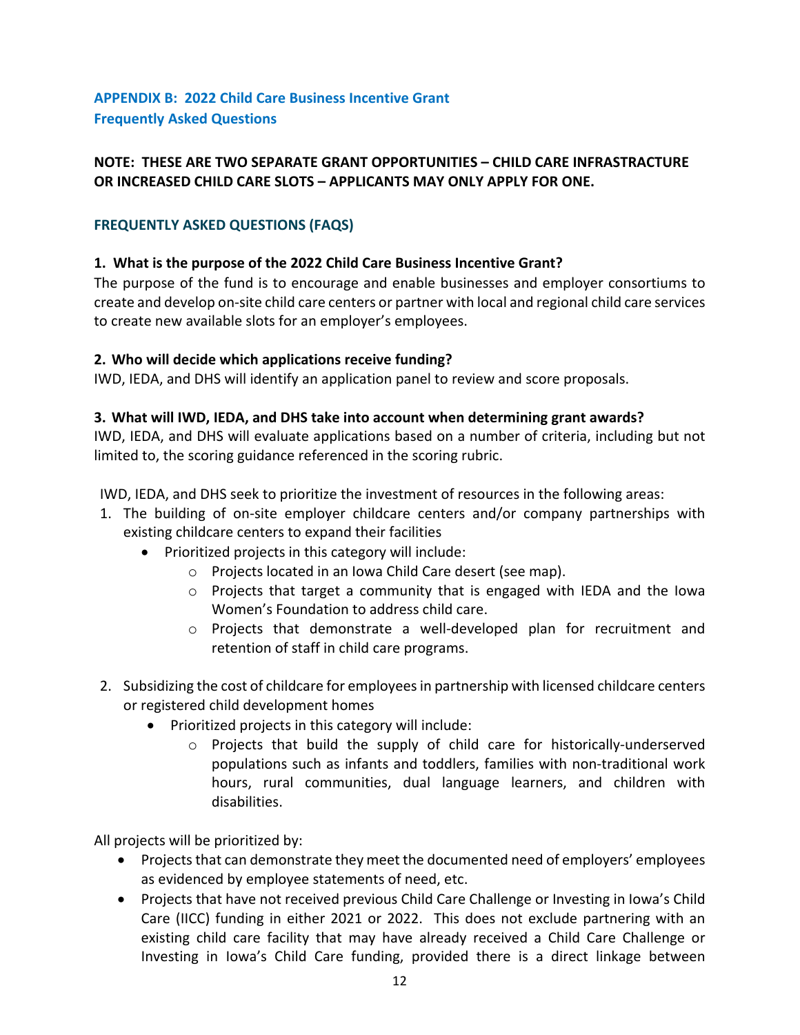## APPENDIX B: 2022 Child Care Business Incentive Grant
## Frequently Asked Questions

**NOTE: THESE ARE TWO SEPARATE GRANT OPPORTUNITIES – CHILD CARE INFRASTRUCTURE OR INCREASED CHILD CARE SLOTS – APPLICANTS MAY ONLY APPLY FOR ONE.**

### FREQUENTLY ASKED QUESTIONS (FAQS)

**1. What is the purpose of the 2022 Child Care Business Incentive Grant?**

The purpose of the fund is to encourage and enable businesses and employer consortiums to create and develop on-site child care centers or partner with local and regional child care services to create new available slots for an employer's employees.

**2. Who will decide which applications receive funding?**

IWD, IEDA, and DHS will identify an application panel to review and score proposals.

**3. What will IWD, IEDA, and DHS take into account when determining grant awards?**

IWD, IEDA, and DHS will evaluate applications based on a number of criteria, including but not limited to, the scoring guidance referenced in the scoring rubric.

IWD, IEDA, and DHS seek to prioritize the investment of resources in the following areas:

1. The building of on-site employer childcare centers and/or company partnerships with existing childcare centers to expand their facilities
   - Prioritized projects in this category will include:
     - Projects located in an Iowa Child Care desert (see map).
     - Projects that target a community that is engaged with IEDA and the Iowa Women's Foundation to address child care.
     - Projects that demonstrate a well-developed plan for recruitment and retention of staff in child care programs.
2. Subsidizing the cost of childcare for employees in partnership with licensed childcare centers or registered child development homes
   - Prioritized projects in this category will include:
     - Projects that build the supply of child care for historically-underserved populations such as infants and toddlers, families with non-traditional work hours, rural communities, dual language learners, and children with disabilities.

All projects will be prioritized by:

- Projects that can demonstrate they meet the documented need of employers' employees as evidenced by employee statements of need, etc.
- Projects that have not received previous Child Care Challenge or Investing in Iowa's Child Care (IICC) funding in either 2021 or 2022. This does not exclude partnering with an existing child care facility that may have already received a Child Care Challenge or Investing in Iowa's Child Care funding, provided there is a direct linkage between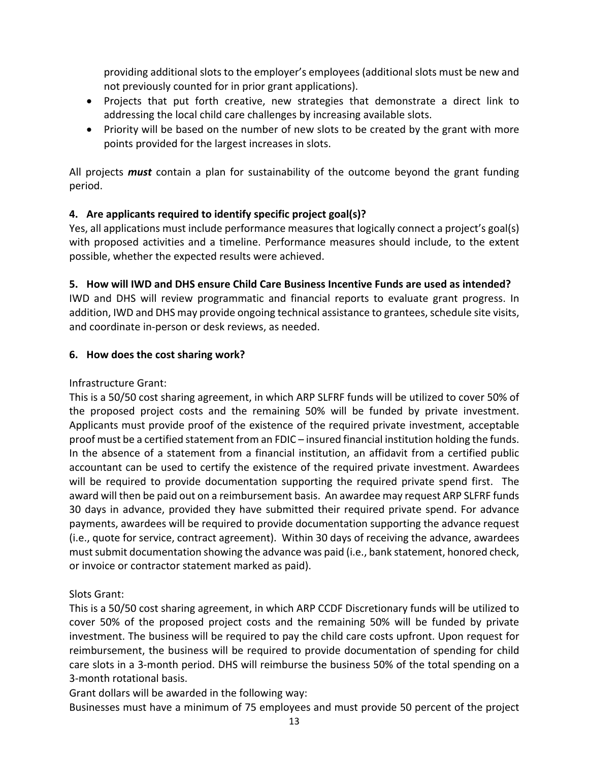providing additional slots to the employer's employees (additional slots must be new and not previously counted for in prior grant applications).

- Projects that put forth creative, new strategies that demonstrate a direct link to addressing the local child care challenges by increasing available slots.
- Priority will be based on the number of new slots to be created by the grant with more points provided for the largest increases in slots.

All projects ***must*** contain a plan for sustainability of the outcome beyond the grant funding period.

**4. Are applicants required to identify specific project goal(s)?**

Yes, all applications must include performance measures that logically connect a project's goal(s) with proposed activities and a timeline. Performance measures should include, to the extent possible, whether the expected results were achieved.

**5. How will IWD and DHS ensure Child Care Business Incentive Funds are used as intended?**

IWD and DHS will review programmatic and financial reports to evaluate grant progress. In addition, IWD and DHS may provide ongoing technical assistance to grantees, schedule site visits, and coordinate in-person or desk reviews, as needed.

**6. How does the cost sharing work?**

Infrastructure Grant:

This is a 50/50 cost sharing agreement, in which ARP SLFRF funds will be utilized to cover 50% of the proposed project costs and the remaining 50% will be funded by private investment. Applicants must provide proof of the existence of the required private investment, acceptable proof must be a certified statement from an FDIC – insured financial institution holding the funds. In the absence of a statement from a financial institution, an affidavit from a certified public accountant can be used to certify the existence of the required private investment. Awardees will be required to provide documentation supporting the required private spend first. The award will then be paid out on a reimbursement basis. An awardee may request ARP SLFRF funds 30 days in advance, provided they have submitted their required private spend. For advance payments, awardees will be required to provide documentation supporting the advance request (i.e., quote for service, contract agreement). Within 30 days of receiving the advance, awardees must submit documentation showing the advance was paid (i.e., bank statement, honored check, or invoice or contractor statement marked as paid).

Slots Grant:

This is a 50/50 cost sharing agreement, in which ARP CCDF Discretionary funds will be utilized to cover 50% of the proposed project costs and the remaining 50% will be funded by private investment. The business will be required to pay the child care costs upfront. Upon request for reimbursement, the business will be required to provide documentation of spending for child care slots in a 3-month period. DHS will reimburse the business 50% of the total spending on a 3-month rotational basis.

Grant dollars will be awarded in the following way:

Businesses must have a minimum of 75 employees and must provide 50 percent of the project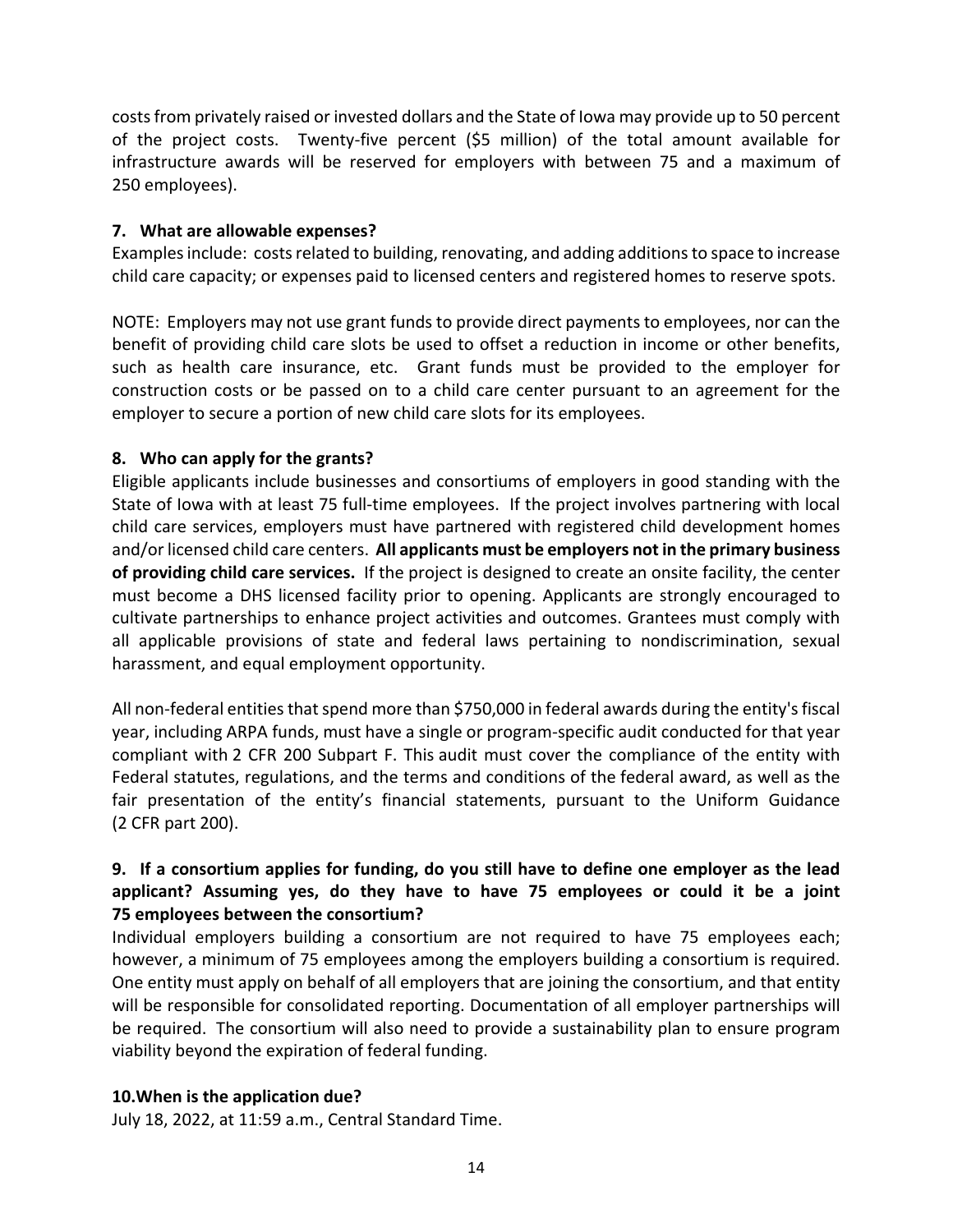costs from privately raised or invested dollars and the State of Iowa may provide up to 50 percent of the project costs. Twenty-five percent ($5 million) of the total amount available for infrastructure awards will be reserved for employers with between 75 and a maximum of 250 employees).

**7. What are allowable expenses?**

Examples include: costs related to building, renovating, and adding additions to space to increase child care capacity; or expenses paid to licensed centers and registered homes to reserve spots.

NOTE: Employers may not use grant funds to provide direct payments to employees, nor can the benefit of providing child care slots be used to offset a reduction in income or other benefits, such as health care insurance, etc. Grant funds must be provided to the employer for construction costs or be passed on to a child care center pursuant to an agreement for the employer to secure a portion of new child care slots for its employees.

**8. Who can apply for the grants?**

Eligible applicants include businesses and consortiums of employers in good standing with the State of Iowa with at least 75 full-time employees. If the project involves partnering with local child care services, employers must have partnered with registered child development homes and/or licensed child care centers. **All applicants must be employers not in the primary business of providing child care services.** If the project is designed to create an onsite facility, the center must become a DHS licensed facility prior to opening. Applicants are strongly encouraged to cultivate partnerships to enhance project activities and outcomes. Grantees must comply with all applicable provisions of state and federal laws pertaining to nondiscrimination, sexual harassment, and equal employment opportunity.

All non-federal entities that spend more than $750,000 in federal awards during the entity's fiscal year, including ARPA funds, must have a single or program-specific audit conducted for that year compliant with 2 CFR 200 Subpart F. This audit must cover the compliance of the entity with Federal statutes, regulations, and the terms and conditions of the federal award, as well as the fair presentation of the entity's financial statements, pursuant to the Uniform Guidance (2 CFR part 200).

**9. If a consortium applies for funding, do you still have to define one employer as the lead applicant? Assuming yes, do they have to have 75 employees or could it be a joint 75 employees between the consortium?**

Individual employers building a consortium are not required to have 75 employees each; however, a minimum of 75 employees among the employers building a consortium is required. One entity must apply on behalf of all employers that are joining the consortium, and that entity will be responsible for consolidated reporting. Documentation of all employer partnerships will be required. The consortium will also need to provide a sustainability plan to ensure program viability beyond the expiration of federal funding.

**10. When is the application due?**

July 18, 2022, at 11:59 a.m., Central Standard Time.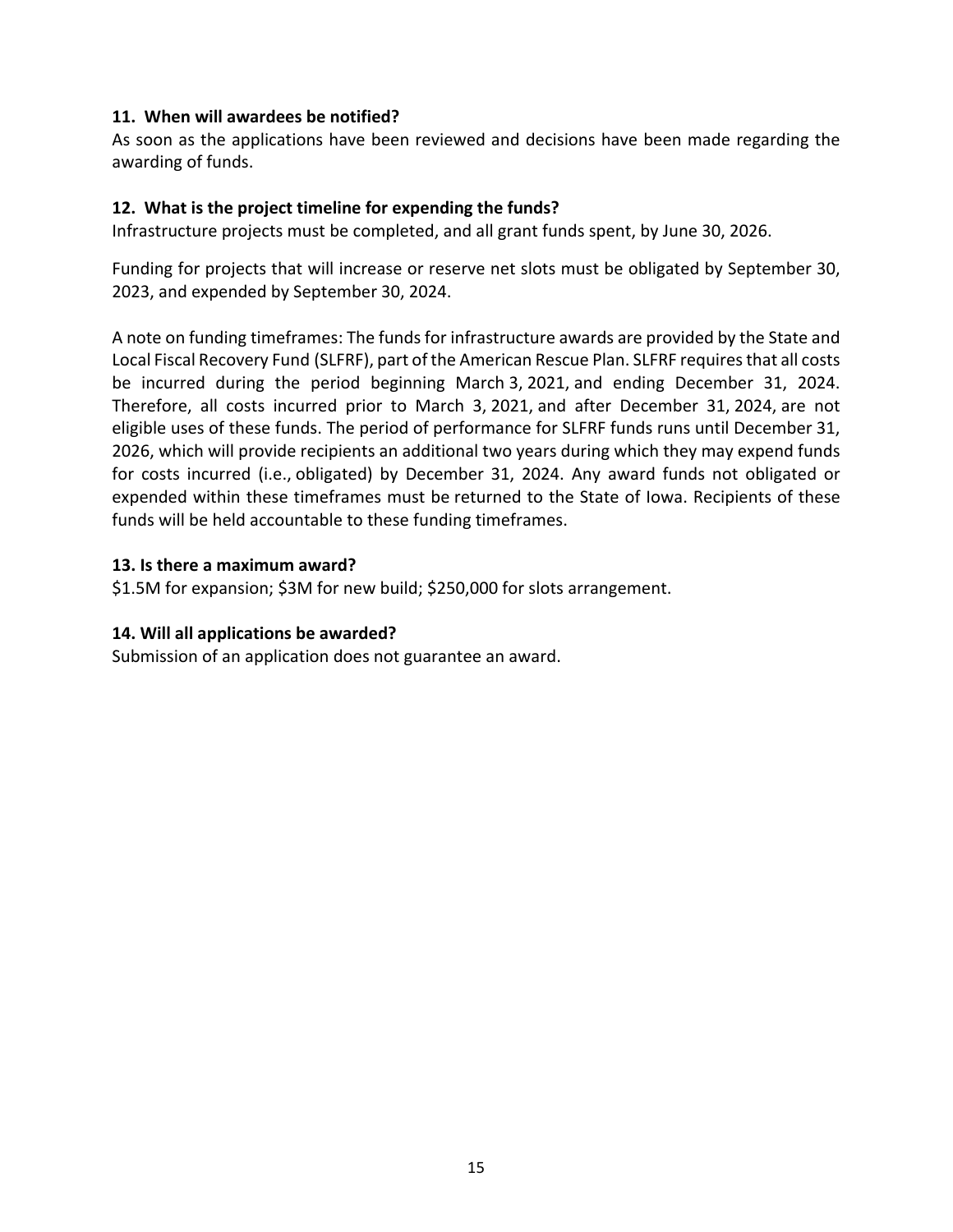**11. When will awardees be notified?**

As soon as the applications have been reviewed and decisions have been made regarding the awarding of funds.

**12. What is the project timeline for expending the funds?**

Infrastructure projects must be completed, and all grant funds spent, by June 30, 2026.

Funding for projects that will increase or reserve net slots must be obligated by September 30, 2023, and expended by September 30, 2024.

A note on funding timeframes: The funds for infrastructure awards are provided by the State and Local Fiscal Recovery Fund (SLFRF), part of the American Rescue Plan. SLFRF requires that all costs be incurred during the period beginning March 3, 2021, and ending December 31, 2024. Therefore, all costs incurred prior to March 3, 2021, and after December 31, 2024, are not eligible uses of these funds. The period of performance for SLFRF funds runs until December 31, 2026, which will provide recipients an additional two years during which they may expend funds for costs incurred (i.e., obligated) by December 31, 2024. Any award funds not obligated or expended within these timeframes must be returned to the State of Iowa. Recipients of these funds will be held accountable to these funding timeframes.

**13. Is there a maximum award?**

$1.5M for expansion; $3M for new build; $250,000 for slots arrangement.

**14. Will all applications be awarded?**

Submission of an application does not guarantee an award.